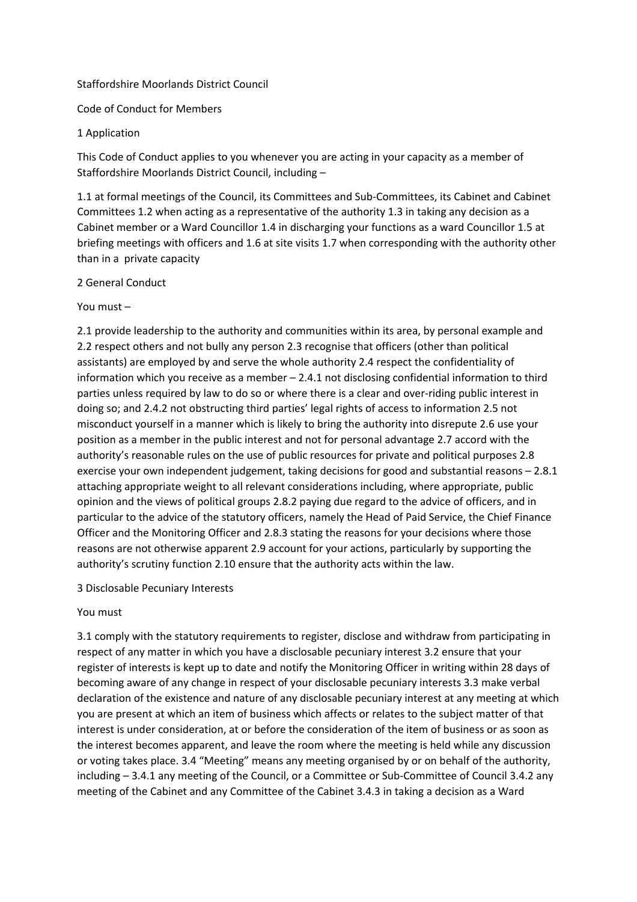Staffordshire Moorlands District Council

Code of Conduct for Members

## 1 Application

This Code of Conduct applies to you whenever you are acting in your capacity as a member of Staffordshire Moorlands District Council, including –

1.1 at formal meetings of the Council, its Committees and Sub-Committees, its Cabinet and Cabinet Committees 1.2 when acting as a representative of the authority 1.3 in taking any decision as a Cabinet member or a Ward Councillor 1.4 in discharging your functions as a ward Councillor 1.5 at briefing meetings with officers and 1.6 at site visits 1.7 when corresponding with the authority other than in a private capacity

## 2 General Conduct

You must –

2.1 provide leadership to the authority and communities within its area, by personal example and 2.2 respect others and not bully any person 2.3 recognise that officers (other than political assistants) are employed by and serve the whole authority 2.4 respect the confidentiality of information which you receive as a member – 2.4.1 not disclosing confidential information to third parties unless required by law to do so or where there is a clear and over-riding public interest in doing so; and 2.4.2 not obstructing third parties' legal rights of access to information 2.5 not misconduct yourself in a manner which is likely to bring the authority into disrepute 2.6 use your position as a member in the public interest and not for personal advantage 2.7 accord with the authority's reasonable rules on the use of public resources for private and political purposes 2.8 exercise your own independent judgement, taking decisions for good and substantial reasons – 2.8.1 attaching appropriate weight to all relevant considerations including, where appropriate, public opinion and the views of political groups 2.8.2 paying due regard to the advice of officers, and in particular to the advice of the statutory officers, namely the Head of Paid Service, the Chief Finance Officer and the Monitoring Officer and 2.8.3 stating the reasons for your decisions where those reasons are not otherwise apparent 2.9 account for your actions, particularly by supporting the authority's scrutiny function 2.10 ensure that the authority acts within the law.

## 3 Disclosable Pecuniary Interests

You must

3.1 comply with the statutory requirements to register, disclose and withdraw from participating in respect of any matter in which you have a disclosable pecuniary interest 3.2 ensure that your register of interests is kept up to date and notify the Monitoring Officer in writing within 28 days of becoming aware of any change in respect of your disclosable pecuniary interests 3.3 make verbal declaration of the existence and nature of any disclosable pecuniary interest at any meeting at which you are present at which an item of business which affects or relates to the subject matter of that interest is under consideration, at or before the consideration of the item of business or as soon as the interest becomes apparent, and leave the room where the meeting is held while any discussion or voting takes place. 3.4 "Meeting" means any meeting organised by or on behalf of the authority, including – 3.4.1 any meeting of the Council, or a Committee or Sub-Committee of Council 3.4.2 any meeting of the Cabinet and any Committee of the Cabinet 3.4.3 in taking a decision as a Ward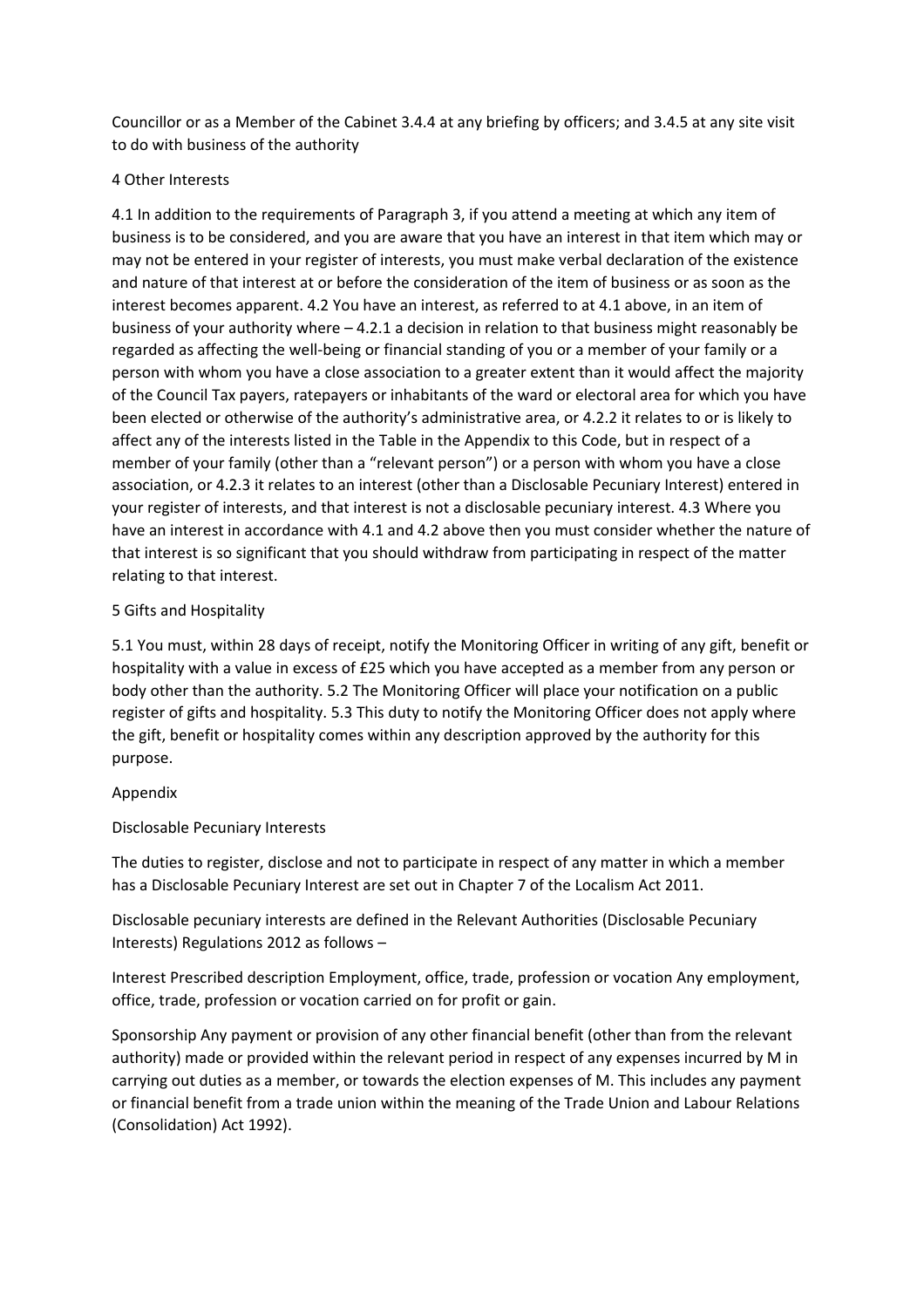Councillor or as a Member of the Cabinet 3.4.4 at any briefing by officers; and 3.4.5 at any site visit to do with business of the authority

## 4 Other Interests

4.1 In addition to the requirements of Paragraph 3, if you attend a meeting at which any item of business is to be considered, and you are aware that you have an interest in that item which may or may not be entered in your register of interests, you must make verbal declaration of the existence and nature of that interest at or before the consideration of the item of business or as soon as the interest becomes apparent. 4.2 You have an interest, as referred to at 4.1 above, in an item of business of your authority where – 4.2.1 a decision in relation to that business might reasonably be regarded as affecting the well-being or financial standing of you or a member of your family or a person with whom you have a close association to a greater extent than it would affect the majority of the Council Tax payers, ratepayers or inhabitants of the ward or electoral area for which you have been elected or otherwise of the authority's administrative area, or 4.2.2 it relates to or is likely to affect any of the interests listed in the Table in the Appendix to this Code, but in respect of a member of your family (other than a "relevant person") or a person with whom you have a close association, or 4.2.3 it relates to an interest (other than a Disclosable Pecuniary Interest) entered in your register of interests, and that interest is not a disclosable pecuniary interest. 4.3 Where you have an interest in accordance with 4.1 and 4.2 above then you must consider whether the nature of that interest is so significant that you should withdraw from participating in respect of the matter relating to that interest.

## 5 Gifts and Hospitality

5.1 You must, within 28 days of receipt, notify the Monitoring Officer in writing of any gift, benefit or hospitality with a value in excess of £25 which you have accepted as a member from any person or body other than the authority. 5.2 The Monitoring Officer will place your notification on a public register of gifts and hospitality. 5.3 This duty to notify the Monitoring Officer does not apply where the gift, benefit or hospitality comes within any description approved by the authority for this purpose.

## Appendix

### Disclosable Pecuniary Interests

The duties to register, disclose and not to participate in respect of any matter in which a member has a Disclosable Pecuniary Interest are set out in Chapter 7 of the Localism Act 2011.

Disclosable pecuniary interests are defined in the Relevant Authorities (Disclosable Pecuniary Interests) Regulations 2012 as follows –

Interest Prescribed description Employment, office, trade, profession or vocation Any employment, office, trade, profession or vocation carried on for profit or gain.

Sponsorship Any payment or provision of any other financial benefit (other than from the relevant authority) made or provided within the relevant period in respect of any expenses incurred by M in carrying out duties as a member, or towards the election expenses of M. This includes any payment or financial benefit from a trade union within the meaning of the Trade Union and Labour Relations (Consolidation) Act 1992).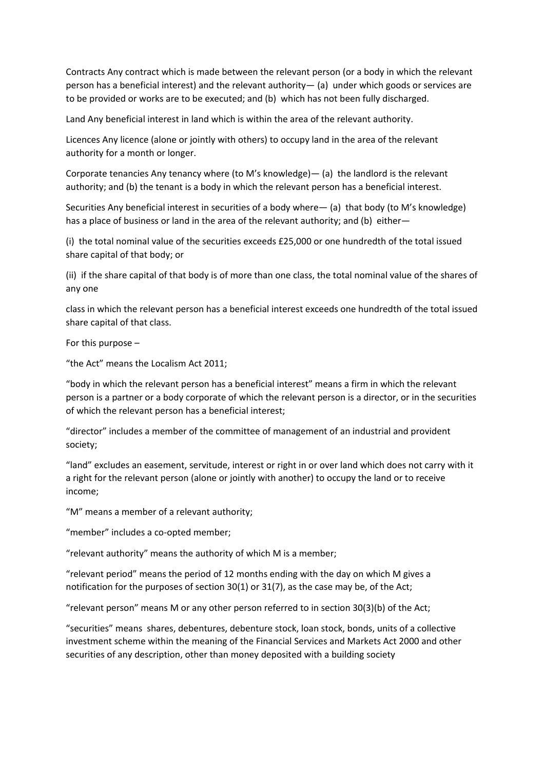Contracts Any contract which is made between the relevant person (or a body in which the relevant person has a beneficial interest) and the relevant authority— (a) under which goods or services are to be provided or works are to be executed; and (b) which has not been fully discharged.

Land Any beneficial interest in land which is within the area of the relevant authority.

Licences Any licence (alone or jointly with others) to occupy land in the area of the relevant authority for a month or longer.

Corporate tenancies Any tenancy where (to M's knowledge)— (a) the landlord is the relevant authority; and (b) the tenant is a body in which the relevant person has a beneficial interest.

Securities Any beneficial interest in securities of a body where— (a) that body (to M's knowledge) has a place of business or land in the area of the relevant authority; and (b) either—

(i) the total nominal value of the securities exceeds £25,000 or one hundredth of the total issued share capital of that body; or

(ii) if the share capital of that body is of more than one class, the total nominal value of the shares of any one

class in which the relevant person has a beneficial interest exceeds one hundredth of the total issued share capital of that class.

For this purpose –

"the Act" means the Localism Act 2011;

"body in which the relevant person has a beneficial interest" means a firm in which the relevant person is a partner or a body corporate of which the relevant person is a director, or in the securities of which the relevant person has a beneficial interest;

"director" includes a member of the committee of management of an industrial and provident society;

"land" excludes an easement, servitude, interest or right in or over land which does not carry with it a right for the relevant person (alone or jointly with another) to occupy the land or to receive income;

"M" means a member of a relevant authority;

"member" includes a co-opted member;

"relevant authority" means the authority of which M is a member;

"relevant period" means the period of 12 months ending with the day on which M gives a notification for the purposes of section 30(1) or 31(7), as the case may be, of the Act;

"relevant person" means M or any other person referred to in section 30(3)(b) of the Act;

"securities" means shares, debentures, debenture stock, loan stock, bonds, units of a collective investment scheme within the meaning of the Financial Services and Markets Act 2000 and other securities of any description, other than money deposited with a building society